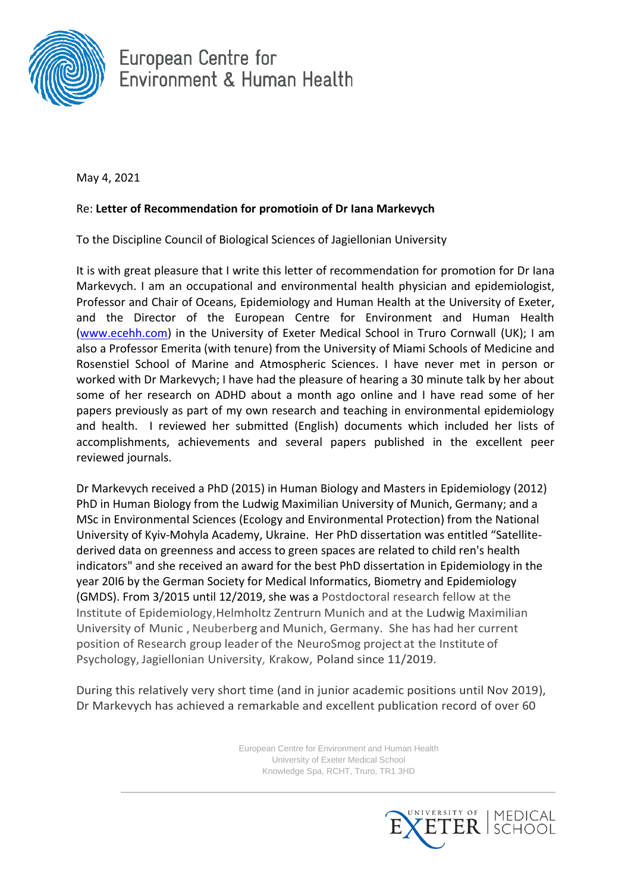European Centre for Environment & Human Health

May 4, 2021

Re: **Letter of Recommendation for promotioin of Dr Iana Markevych**

To the Discipline Council of Biological Sciences of Jagiellonian University

It is with great pleasure that I write this letter of recommendation for promotion for Dr Iana Markevych. I am an occupational and environmental health physician and epidemiologist, Professor and Chair of Oceans, Epidemiology and Human Health at the University of Exeter, and the Director of the European Centre for Environment and Human Health (www.ecehh.com) in the University of Exeter Medical School in Truro Cornwall (UK); I am also a Professor Emerita (with tenure) from the University of Miami Schools of Medicine and Rosenstiel School of Marine and Atmospheric Sciences. I have never met in person or worked with Dr Markevych; I have had the pleasure of hearing a 30 minute talk by her about some of her research on ADHD about a month ago online and I have read some of her papers previously as part of my own research and teaching in environmental epidemiology and health. I reviewed her submitted (English) documents which included her lists of accomplishments, achievements and several papers published in the excellent peer reviewed journals.

Dr Markevych received a PhD (2015) in Human Biology and Masters in Epidemiology (2012) PhD in Human Biology from the Ludwig Maximilian University of Munich, Germany; and a MSc in Environmental Sciences (Ecology and Environmental Protection) from the National University of Kyiv-Mohyla Academy, Ukraine. Her PhD dissertation was entitled "Satellite-derived data on greenness and access to green spaces are related to child ren's health indicators" and she received an award for the best PhD dissertation in Epidemiology in the year 20I6 by the German Society for Medical Informatics, Biometry and Epidemiology (GMDS). From 3/2015 until 12/2019, she was a Postdoctoral research fellow at the Institute of Epidemiology, Helmholtz Zentrurn Munich and at the Ludwig Maximilian University of Munic , Neuberberg and Munich, Germany. She has had her current position of Research group leader of the NeuroSmog project at the Institute of Psychology, Jagiellonian University, Krakow, Poland since 11/2019.

During this relatively very short time (and in junior academic positions until Nov 2019), Dr Markevych has achieved a remarkable and excellent publication record of over 60

European Centre for Environment and Human Health
University of Exeter Medical School
Knowledge Spa, RCHT, Truro, TR1 3HD

UNIVERSITY OF EXETER | MEDICAL SCHOOL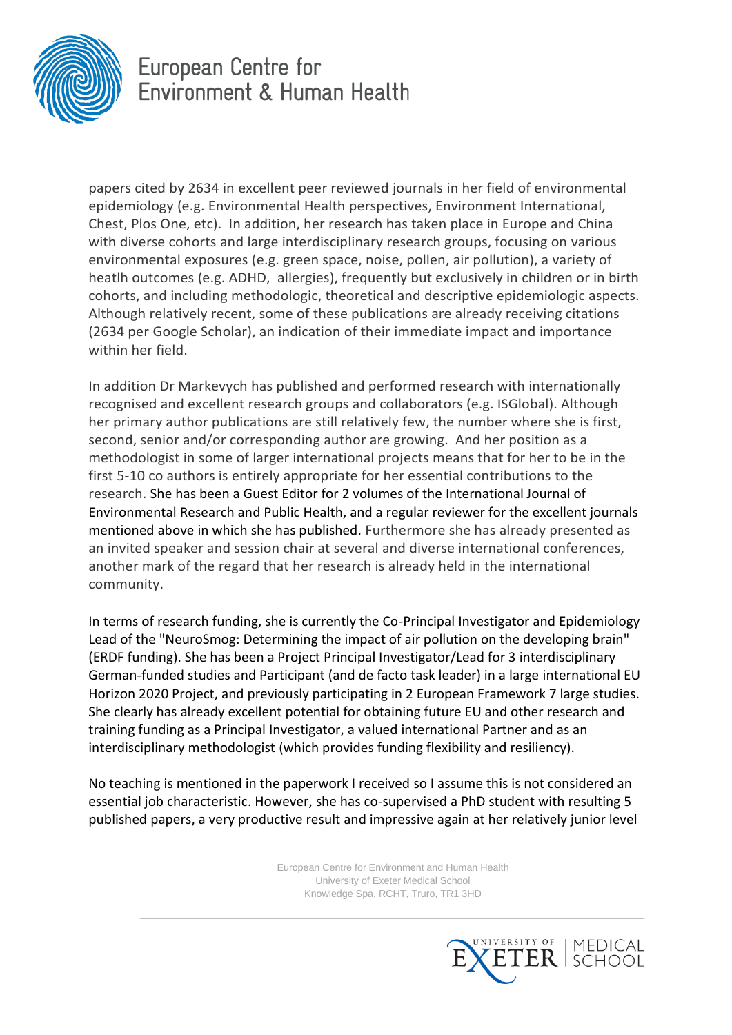papers cited by 2634 in excellent peer reviewed journals in her field of environmental epidemiology (e.g. Environmental Health perspectives, Environment International, Chest, Plos One, etc). In addition, her research has taken place in Europe and China with diverse cohorts and large interdisciplinary research groups, focusing on various environmental exposures (e.g. green space, noise, pollen, air pollution), a variety of heatlh outcomes (e.g. ADHD, allergies), frequently but exclusively in children or in birth cohorts, and including methodologic, theoretical and descriptive epidemiologic aspects. Although relatively recent, some of these publications are already receiving citations (2634 per Google Scholar), an indication of their immediate impact and importance within her field.

In addition Dr Markevych has published and performed research with internationally recognised and excellent research groups and collaborators (e.g. ISGlobal). Although her primary author publications are still relatively few, the number where she is first, second, senior and/or corresponding author are growing. And her position as a methodologist in some of larger international projects means that for her to be in the first 5-10 co authors is entirely appropriate for her essential contributions to the research. She has been a Guest Editor for 2 volumes of the International Journal of Environmental Research and Public Health, and a regular reviewer for the excellent journals mentioned above in which she has published. Furthermore she has already presented as an invited speaker and session chair at several and diverse international conferences, another mark of the regard that her research is already held in the international community.

In terms of research funding, she is currently the Co-Principal Investigator and Epidemiology Lead of the "NeuroSmog: Determining the impact of air pollution on the developing brain" (ERDF funding). She has been a Project Principal Investigator/Lead for 3 interdisciplinary German-funded studies and Participant (and de facto task leader) in a large international EU Horizon 2020 Project, and previously participating in 2 European Framework 7 large studies. She clearly has already excellent potential for obtaining future EU and other research and training funding as a Principal Investigator, a valued international Partner and as an interdisciplinary methodologist (which provides funding flexibility and resiliency).

No teaching is mentioned in the paperwork I received so I assume this is not considered an essential job characteristic. However, she has co-supervised a PhD student with resulting 5 published papers, a very productive result and impressive again at her relatively junior level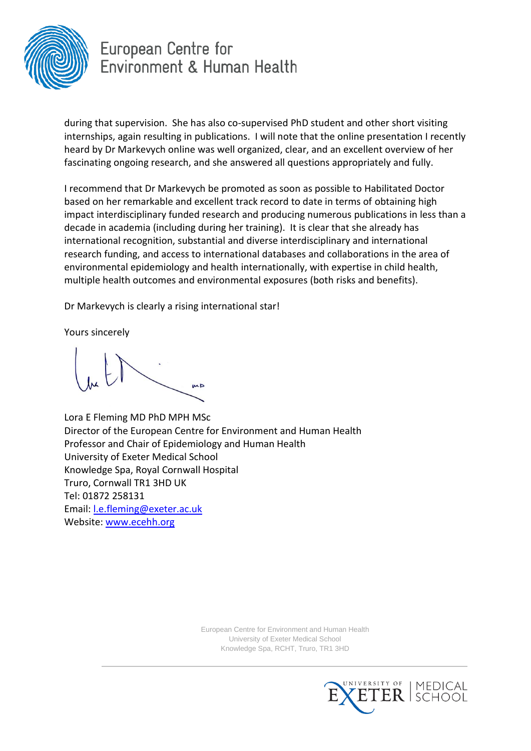during that supervision. She has also co-supervised PhD student and other short visiting internships, again resulting in publications. I will note that the online presentation I recently heard by Dr Markevych online was well organized, clear, and an excellent overview of her fascinating ongoing research, and she answered all questions appropriately and fully.

I recommend that Dr Markevych be promoted as soon as possible to Habilitated Doctor based on her remarkable and excellent track record to date in terms of obtaining high impact interdisciplinary funded research and producing numerous publications in less than a decade in academia (including during her training). It is clear that she already has international recognition, substantial and diverse interdisciplinary and international research funding, and access to international databases and collaborations in the area of environmental epidemiology and health internationally, with expertise in child health, multiple health outcomes and environmental exposures (both risks and benefits).

Dr Markevych is clearly a rising international star!

Yours sincerely

Lora E Fleming MD PhD MPH MSc
Director of the European Centre for Environment and Human Health
Professor and Chair of Epidemiology and Human Health
University of Exeter Medical School
Knowledge Spa, Royal Cornwall Hospital
Truro, Cornwall TR1 3HD UK
Tel: 01872 258131
Email: [l.e.fleming@exeter.ac.uk](mailto:l.e.fleming@exeter.ac.uk)
Website: [www.ecehh.org](http://www.ecehh.org)